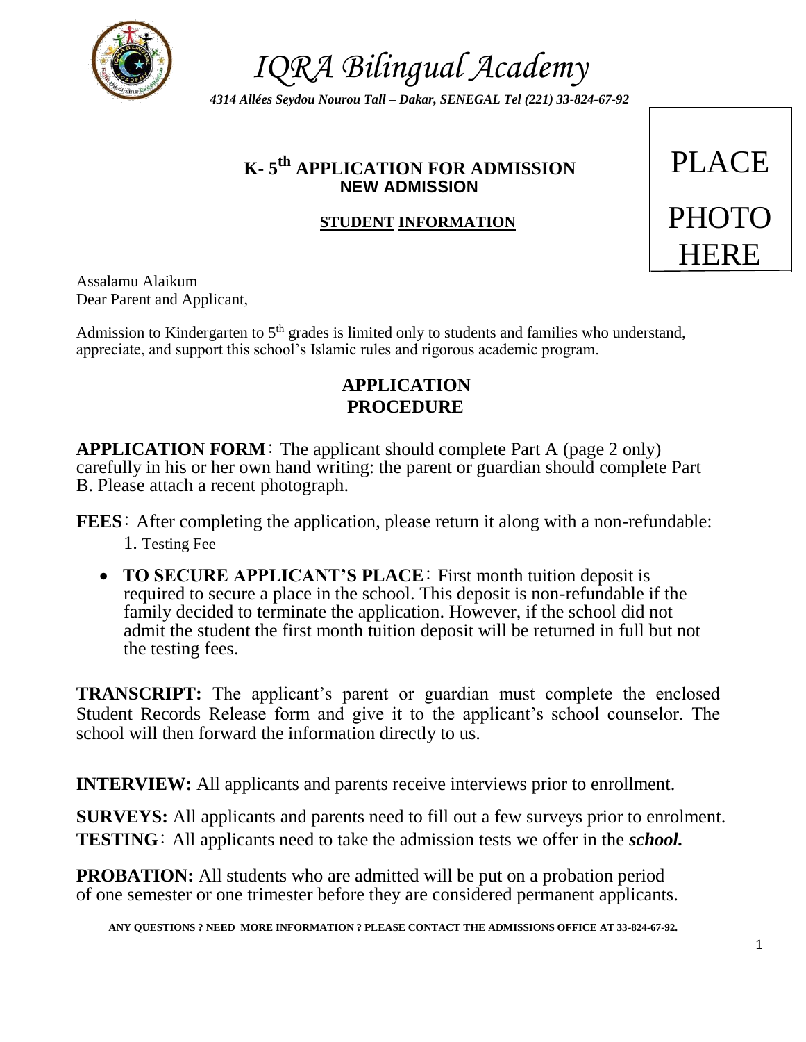# *IQRA Bilingual Academy*

***4314 Allées Seydou Nourou Tall – Dakar, SENEGAL Tel (221) 33-824-67-92***

PLACE PHOTO HERE

## K- 5th APPLICATION FOR ADMISSION
## NEW ADMISSION

### STUDENT INFORMATION

Assalamu Alaikum
Dear Parent and Applicant,

Admission to Kindergarten to 5th grades is limited only to students and families who understand, appreciate, and support this school's Islamic rules and rigorous academic program.

## APPLICATION PROCEDURE

**APPLICATION FORM**: The applicant should complete Part A (page 2 only) carefully in his or her own hand writing: the parent or guardian should complete Part B. Please attach a recent photograph.

**FEES**: After completing the application, please return it along with a non-refundable:

1. Testing Fee

- **TO SECURE APPLICANT'S PLACE**: First month tuition deposit is required to secure a place in the school. This deposit is non-refundable if the family decided to terminate the application. However, if the school did not admit the student the first month tuition deposit will be returned in full but not the testing fees.

**TRANSCRIPT:** The applicant's parent or guardian must complete the enclosed Student Records Release form and give it to the applicant's school counselor. The school will then forward the information directly to us.

**INTERVIEW:** All applicants and parents receive interviews prior to enrollment.

**SURVEYS:** All applicants and parents need to fill out a few surveys prior to enrolment.

**TESTING**: All applicants need to take the admission tests we offer in the ***school.***

**PROBATION:** All students who are admitted will be put on a probation period of one semester or one trimester before they are considered permanent applicants.

**ANY QUESTIONS ? NEED MORE INFORMATION ? PLEASE CONTACT THE ADMISSIONS OFFICE AT 33-824-67-92.**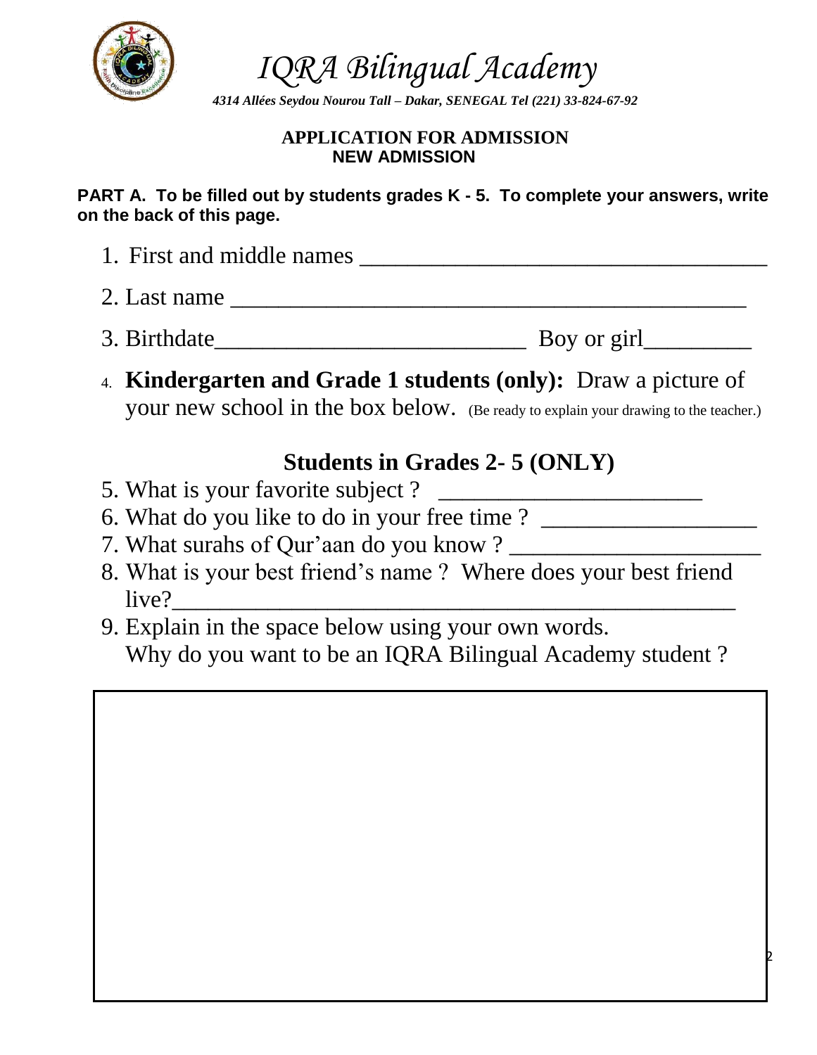# *IQRA Bilingual Academy*

***4314 Allées Seydou Nourou Tall – Dakar, SENEGAL Tel (221) 33-824-67-92***

**APPLICATION FOR ADMISSION**
**NEW ADMISSION**

**PART A. To be filled out by students grades K - 5. To complete your answers, write on the back of this page.**

1. First and middle names ___________________________________
2. Last name ____________________________________________
3. Birthdate__________________________ Boy or girl_________
4. **Kindergarten and Grade 1 students (only):** Draw a picture of your new school in the box below. (Be ready to explain your drawing to the teacher.)

## Students in Grades 2- 5 (ONLY)

5. What is your favorite subject ? ______________________
6. What do you like to do in your free time ? __________________
7. What surahs of Qur'aan do you know ? _____________________
8. What is your best friend's name ? Where does your best friend live?_______________________________________________
9. Explain in the space below using your own words.
   Why do you want to be an IQRA Bilingual Academy student ?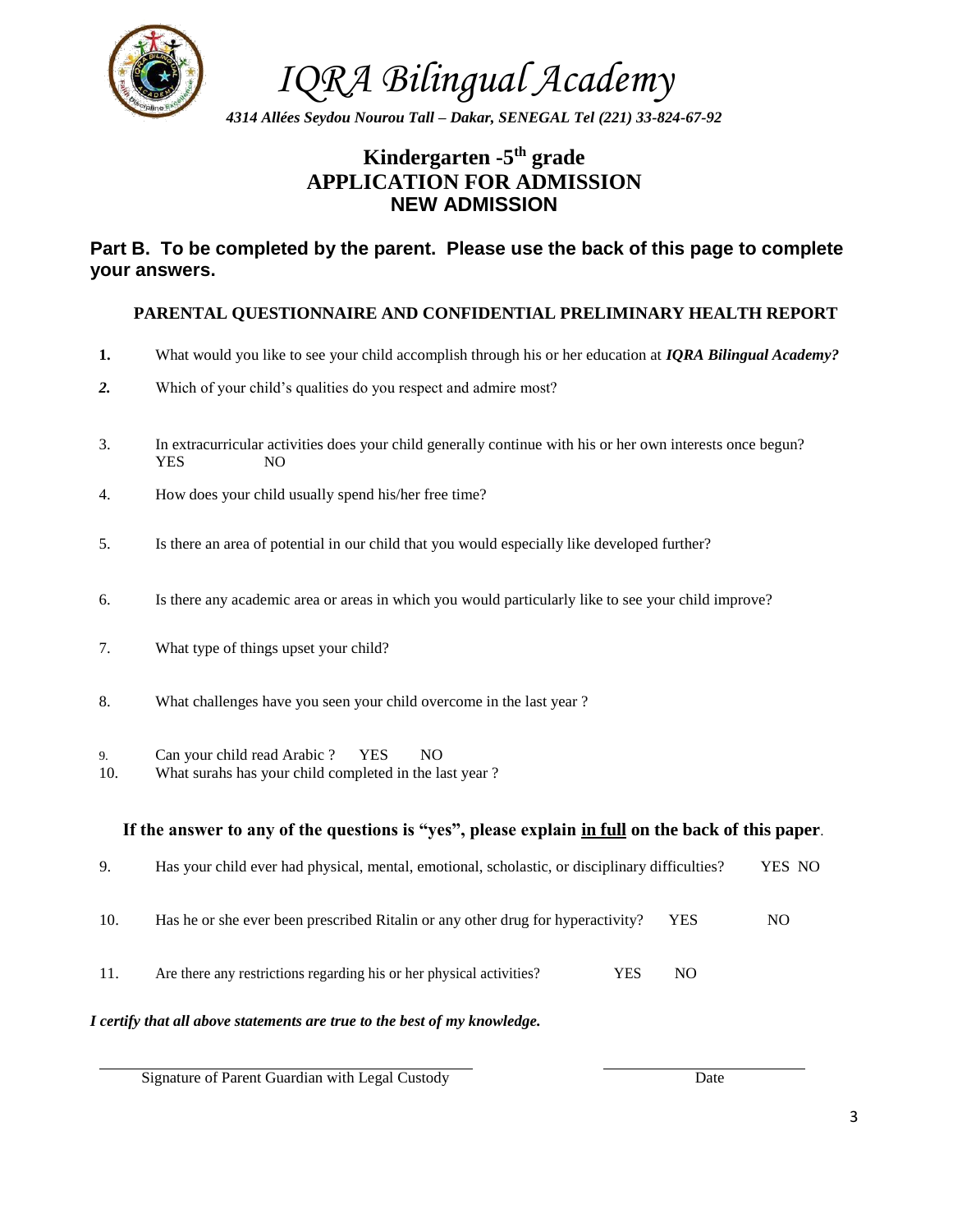# *IQRA Bilingual Academy*

*4314 Allées Seydou Nourou Tall – Dakar, SENEGAL Tel (221) 33-824-67-92*

## Kindergarten -5th grade
## APPLICATION FOR ADMISSION
## NEW ADMISSION

### Part B. To be completed by the parent. Please use the back of this page to complete your answers.

**PARENTAL QUESTIONNAIRE AND CONFIDENTIAL PRELIMINARY HEALTH REPORT**

**1.** What would you like to see your child accomplish through his or her education at ***IQRA Bilingual Academy?***

***2.*** Which of your child's qualities do you respect and admire most?

3. In extracurricular activities does your child generally continue with his or her own interests once begun?
   YES NO

4. How does your child usually spend his/her free time?

5. Is there an area of potential in our child that you would especially like developed further?

6. Is there any academic area or areas in which you would particularly like to see your child improve?

7. What type of things upset your child?

8. What challenges have you seen your child overcome in the last year ?

9. Can your child read Arabic ? YES NO

10. What surahs has your child completed in the last year ?

**If the answer to any of the questions is "yes", please explain <u>in full</u> on the back of this paper**.

9. Has your child ever had physical, mental, emotional, scholastic, or disciplinary difficulties? YES NO

10. Has he or she ever been prescribed Ritalin or any other drug for hyperactivity? YES NO

11. Are there any restrictions regarding his or her physical activities? YES NO

***I certify that all above statements are true to the best of my knowledge.***

______________________________ Signature of Parent Guardian with Legal Custody

______________________________ Date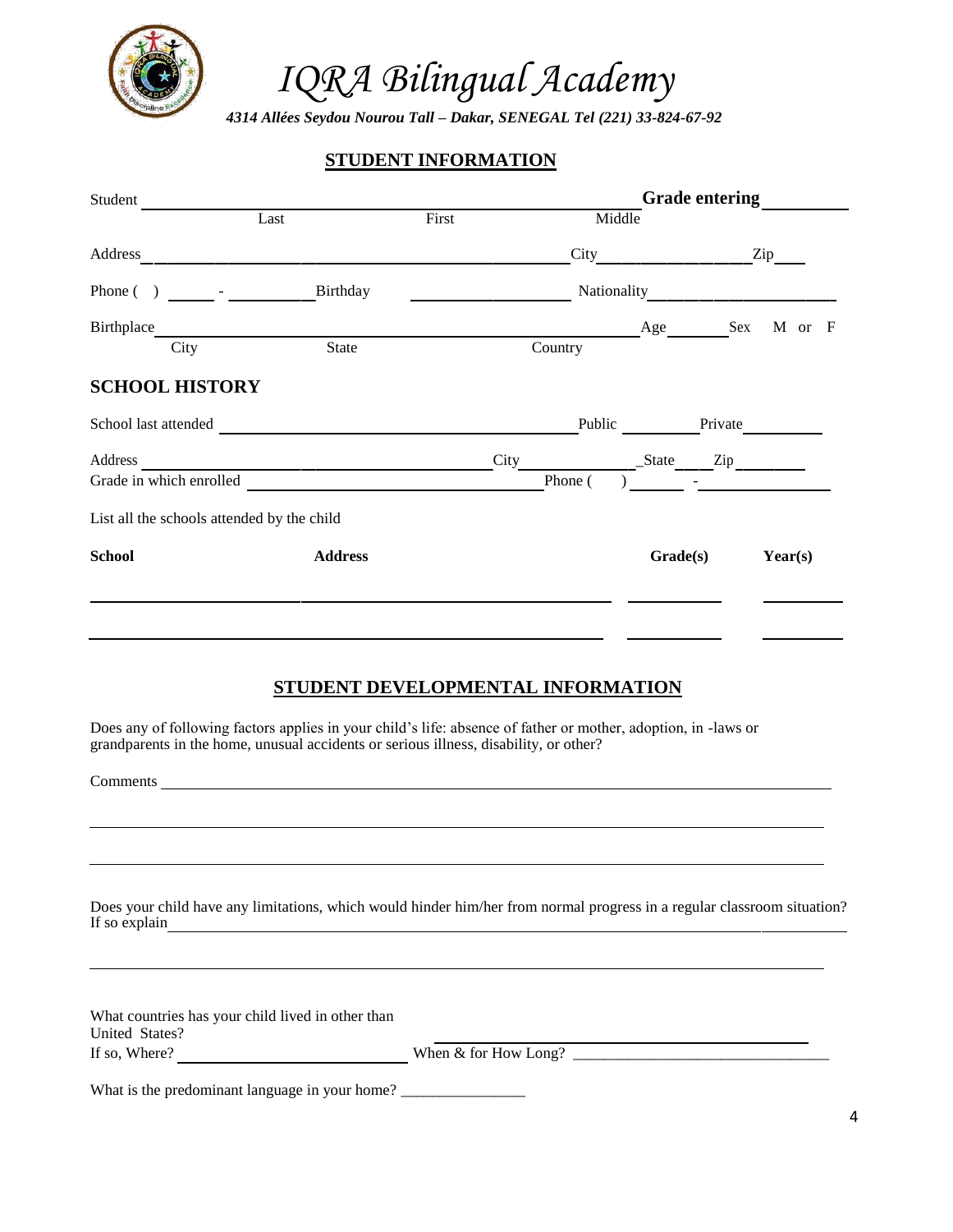# *IQRA Bilingual Academy*

***4314 Allées Seydou Nourou Tall – Dakar, SENEGAL Tel (221) 33-824-67-92***

## STUDENT INFORMATION

Student ______________________________________________ **Grade entering** ________
Last First Middle

Address ______________________________________________ City ________________ Zip ____

Phone (  ) _____ - ________ Birthday ________________ Nationality ____________________

Birthplace ______________________________________________ Age ______ Sex M or F
City State Country

## SCHOOL HISTORY

School last attended ________________________________ Public ________ Private ________

Address ________________________________ City ____________ State ____ Zip ________

Grade in which enrolled ________________________________ Phone (   ) ______ - ____________

List all the schools attended by the child

| School | Address | Grade(s) | Year(s) |
|---|---|---|---|
| | | | |
| | | | |

## STUDENT DEVELOPMENTAL INFORMATION

Does any of following factors applies in your child's life: absence of father or mother, adoption, in -laws or grandparents in the home, unusual accidents or serious illness, disability, or other?

Comments ____________________________________________________________________

______________________________________________________________________________

______________________________________________________________________________

Does your child have any limitations, which would hinder him/her from normal progress in a regular classroom situation? If so explain ________________________________________________________________

______________________________________________________________________________

What countries has your child lived in other than United States? ________________________________

If so, Where? ____________________ When & for How Long? ____________________

What is the predominant language in your home? _______________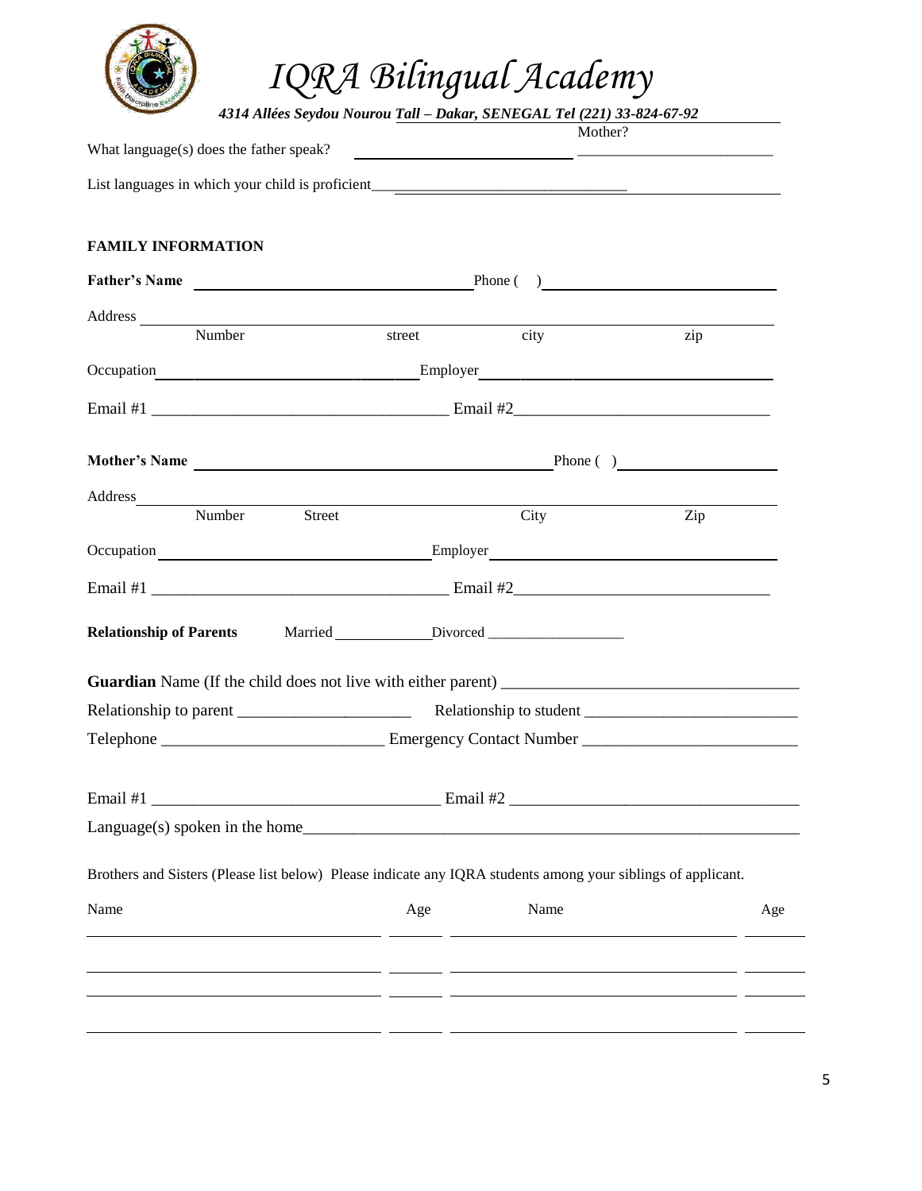# IQRA Bilingual Academy

***4314 Allées Seydou Nourou Tall – Dakar, SENEGAL Tel (221) 33-824-67-92***

What language(s) does the father speak? ______________________ Mother? ______________________

List languages in which your child is proficient________________________________________

**FAMILY INFORMATION**

**Father's Name** ______________________________ Phone ( ) ______________________________

Address ______________________________________________________________________
Number street city zip

Occupation ______________________________ Employer ______________________________

Email #1 ___________________________________ Email #2_______________________________

**Mother's Name** ______________________________ Phone ( ) ______________________________

Address ______________________________________________________________________
Number Street City Zip

Occupation ______________________________ Employer ______________________________

Email #1 ___________________________________ Email #2_______________________________

**Relationship of Parents** Married ____________ Divorced __________________

**Guardian** Name (If the child does not live with either parent) ___________________________________

Relationship to parent _____________________ Relationship to student __________________________

Telephone __________________________ Emergency Contact Number __________________________

Email #1 ___________________________________ Email #2 ___________________________________

Language(s) spoken in the home_____________________________________________________________

Brothers and Sisters (Please list below) Please indicate any IQRA students among your siblings of applicant.

| Name | Age | Name | Age |
|---|---|---|---|
| | | | |
| | | | |
| | | | |
| | | | |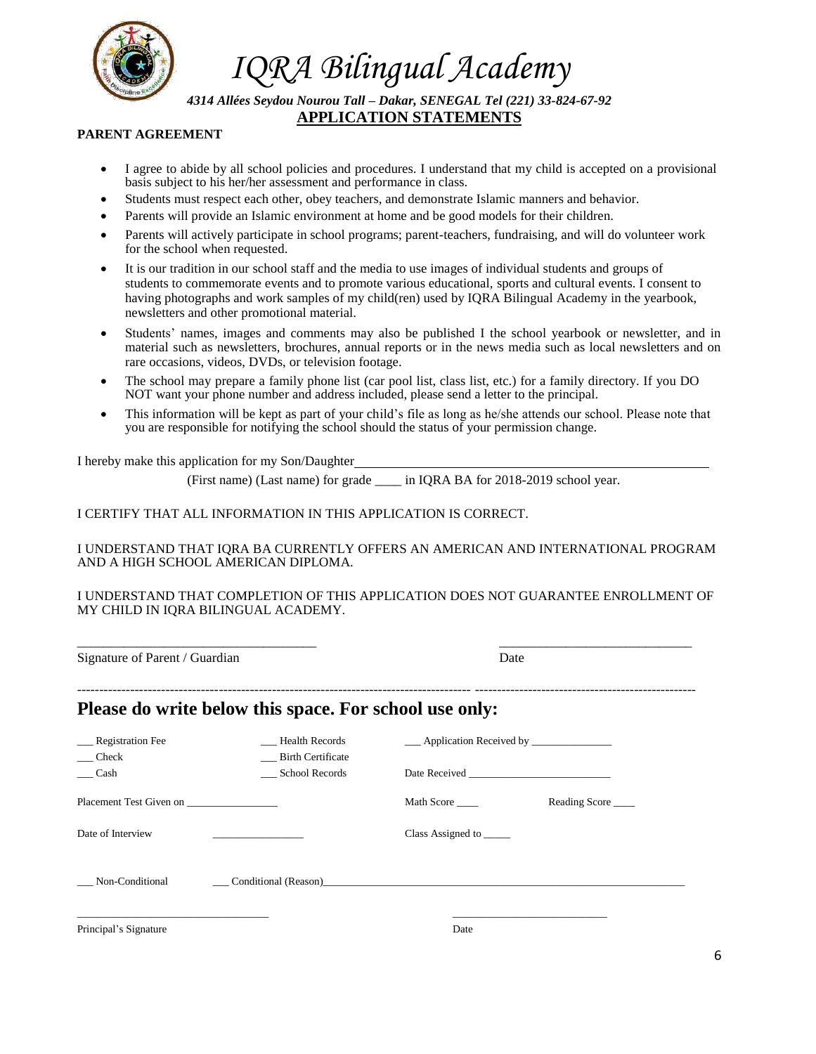# IQRA Bilingual Academy

*4314 Allées Seydou Nourou Tall – Dakar, SENEGAL Tel (221) 33-824-67-92*

## APPLICATION STATEMENTS

**PARENT AGREEMENT**

- I agree to abide by all school policies and procedures. I understand that my child is accepted on a provisional basis subject to his her/her assessment and performance in class.
- Students must respect each other, obey teachers, and demonstrate Islamic manners and behavior.
- Parents will provide an Islamic environment at home and be good models for their children.
- Parents will actively participate in school programs; parent-teachers, fundraising, and will do volunteer work for the school when requested.
- It is our tradition in our school staff and the media to use images of individual students and groups of students to commemorate events and to promote various educational, sports and cultural events. I consent to having photographs and work samples of my child(ren) used by IQRA Bilingual Academy in the yearbook, newsletters and other promotional material.
- Students' names, images and comments may also be published I the school yearbook or newsletter, and in material such as newsletters, brochures, annual reports or in the news media such as local newsletters and on rare occasions, videos, DVDs, or television footage.
- The school may prepare a family phone list (car pool list, class list, etc.) for a family directory. If you DO NOT want your phone number and address included, please send a letter to the principal.
- This information will be kept as part of your child's file as long as he/she attends our school. Please note that you are responsible for notifying the school should the status of your permission change.

I hereby make this application for my Son/Daughter________________________________________

(First name) (Last name) for grade ____ in IQRA BA for 2018-2019 school year.

I CERTIFY THAT ALL INFORMATION IN THIS APPLICATION IS CORRECT.

I UNDERSTAND THAT IQRA BA CURRENTLY OFFERS AN AMERICAN AND INTERNATIONAL PROGRAM AND A HIGH SCHOOL AMERICAN DIPLOMA.

I UNDERSTAND THAT COMPLETION OF THIS APPLICATION DOES NOT GUARANTEE ENROLLMENT OF MY CHILD IN IQRA BILINGUAL ACADEMY.

_____________________________________ _____________________________

Signature of Parent / Guardian Date

---

## Please do write below this space. For school use only:

___ Registration Fee ___ Health Records ___ Application Received by _______________

___ Check ___ Birth Certificate

___ Cash ___ School Records Date Received __________________________

Placement Test Given on _________________ Math Score ____ Reading Score ____

Date of Interview _________________ Class Assigned to _____

___ Non-Conditional ___ Conditional (Reason)____________________________________________

__________________________________ ___________________________

Principal's Signature Date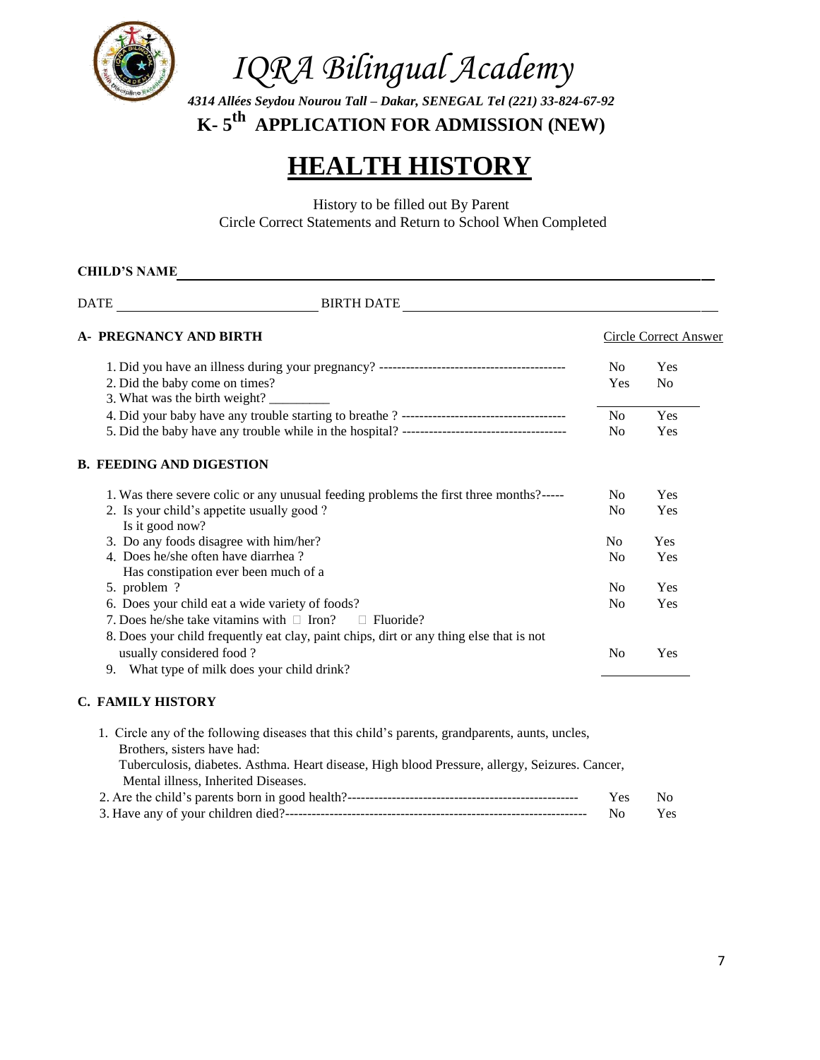# IQRA Bilingual Academy

***4314 Allées Seydou Nourou Tall – Dakar, SENEGAL Tel (221) 33-824-67-92***

**K- 5th APPLICATION FOR ADMISSION (NEW)**

# HEALTH HISTORY

History to be filled out By Parent
Circle Correct Statements and Return to School When Completed

**CHILD'S NAME** ______________________________________________

DATE ____________________ BIRTH DATE ______________________________

**A- PREGNANCY AND BIRTH** — Circle Correct Answer

| | | |
|---|---|---|
| 1. Did you have an illness during your pregnancy? ------------------------------------------ | No | Yes |
| 2. Did the baby come on times? | Yes | No |
| 3. What was the birth weight? _________ | | |
| 4. Did your baby have any trouble starting to breathe ? ------------------------------------- | No | Yes |
| 5. Did the baby have any trouble while in the hospital? ------------------------------------- | No | Yes |

**B. FEEDING AND DIGESTION**

| | | |
|---|---|---|
| 1. Was there severe colic or any unusual feeding problems the first three months?----- | No | Yes |
| 2. Is your child's appetite usually good ? Is it good now? | No | Yes |
| 3. Do any foods disagree with him/her? | No | Yes |
| 4. Does he/she often have diarrhea ? Has constipation ever been much of a | No | Yes |
| 5. problem ? | No | Yes |
| 6. Does your child eat a wide variety of foods? | No | Yes |
| 7. Does he/she take vitamins with ☐ Iron? ☐ Fluoride? | | |
| 8. Does your child frequently eat clay, paint chips, dirt or any thing else that is not usually considered food ? | No | Yes |
| 9. What type of milk does your child drink? | ___________ | |

**C. FAMILY HISTORY**

1. Circle any of the following diseases that this child's parents, grandparents, aunts, uncles, Brothers, sisters have had:
   Tuberculosis, diabetes. Asthma. Heart disease, High blood Pressure, allergy, Seizures. Cancer, Mental illness, Inherited Diseases.

| | | |
|---|---|---|
| 2. Are the child's parents born in good health?---------------------------------------------------- | Yes | No |
| 3. Have any of your children died?------------------------------------------------------------------- | No | Yes |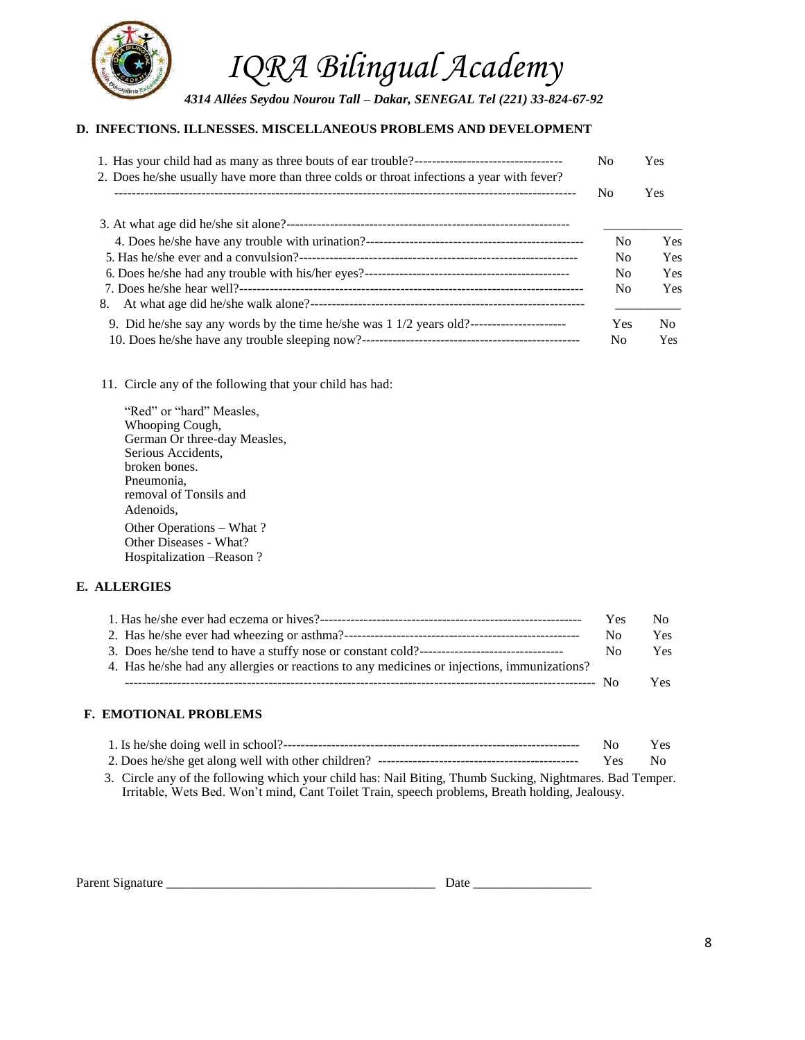# IQRA Bilingual Academy

*4314 Allées Seydou Nourou Tall – Dakar, SENEGAL Tel (221) 33-824-67-92*

## D. INFECTIONS. ILLNESSES. MISCELLANEOUS PROBLEMS AND DEVELOPMENT

1. Has your child had as many as three bouts of ear trouble?---------------------------------- No Yes
2. Does he/she usually have more than three colds or throat infections a year with fever? ---------------------------------------------------------------------------------------------------- No Yes
3. At what age did he/she sit alone?---------------------------------------------------------------- ____________
4. Does he/she have any trouble with urination?-------------------------------------------------- No Yes
5. Has he/she ever and a convulsion?---------------------------------------------------------------- No Yes
6. Does he/she had any trouble with his/her eyes?----------------------------------------------- No Yes
7. Does he/she hear well?------------------------------------------------------------------------------- No Yes
8. At what age did he/she walk alone?--------------------------------------------------------------- __________
9. Did he/she say any words by the time he/she was 1 1/2 years old?--------------------- Yes No
10. Does he/she have any trouble sleeping now?------------------------------------------------- No Yes

11. Circle any of the following that your child has had:

    "Red" or "hard" Measles,
    Whooping Cough,
    German Or three-day Measles,
    Serious Accidents,
    broken bones.
    Pneumonia,
    removal of Tonsils and
    Adenoids,
    Other Operations – What ?
    Other Diseases - What?
    Hospitalization –Reason ?

## E. ALLERGIES

1. Has he/she ever had eczema or hives?------------------------------------------------------------ Yes No
2. Has he/she ever had wheezing or asthma?----------------------------------------------------- No Yes
3. Does he/she tend to have a stuffy nose or constant cold?-------------------------------- No Yes
4. Has he/she had any allergies or reactions to any medicines or injections, immunizations? ----------------------------------------------------------------------------------------------------- No Yes

## F. EMOTIONAL PROBLEMS

1. Is he/she doing well in school?-------------------------------------------------------------------- No Yes
2. Does he/she get along well with other children? --------------------------------------------- Yes No
3. Circle any of the following which your child has: Nail Biting, Thumb Sucking, Nightmares. Bad Temper. Irritable, Wets Bed. Won't mind, Cant Toilet Train, speech problems, Breath holding, Jealousy.

Parent Signature ________________________________________ Date __________________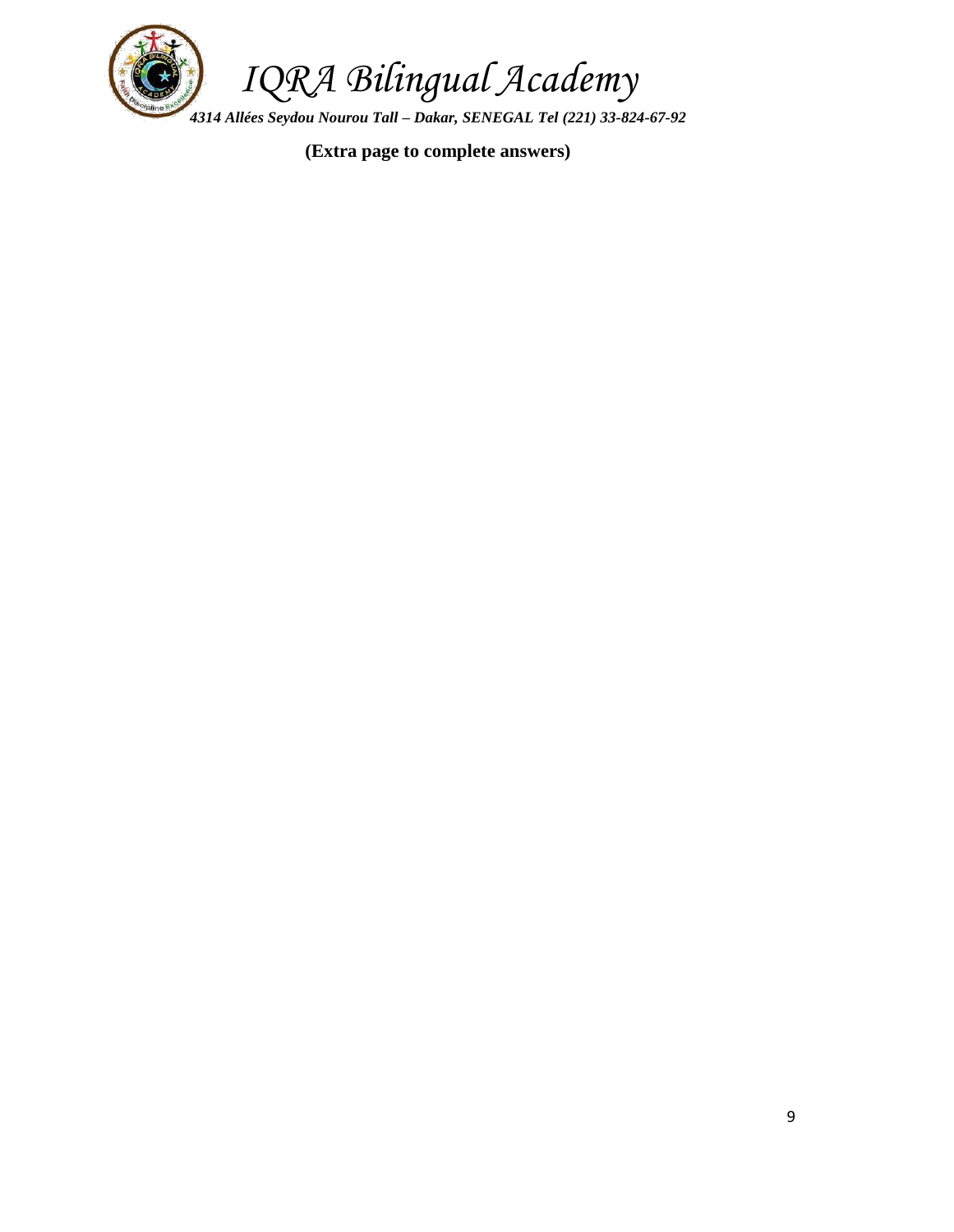**(Extra page to complete answers)**